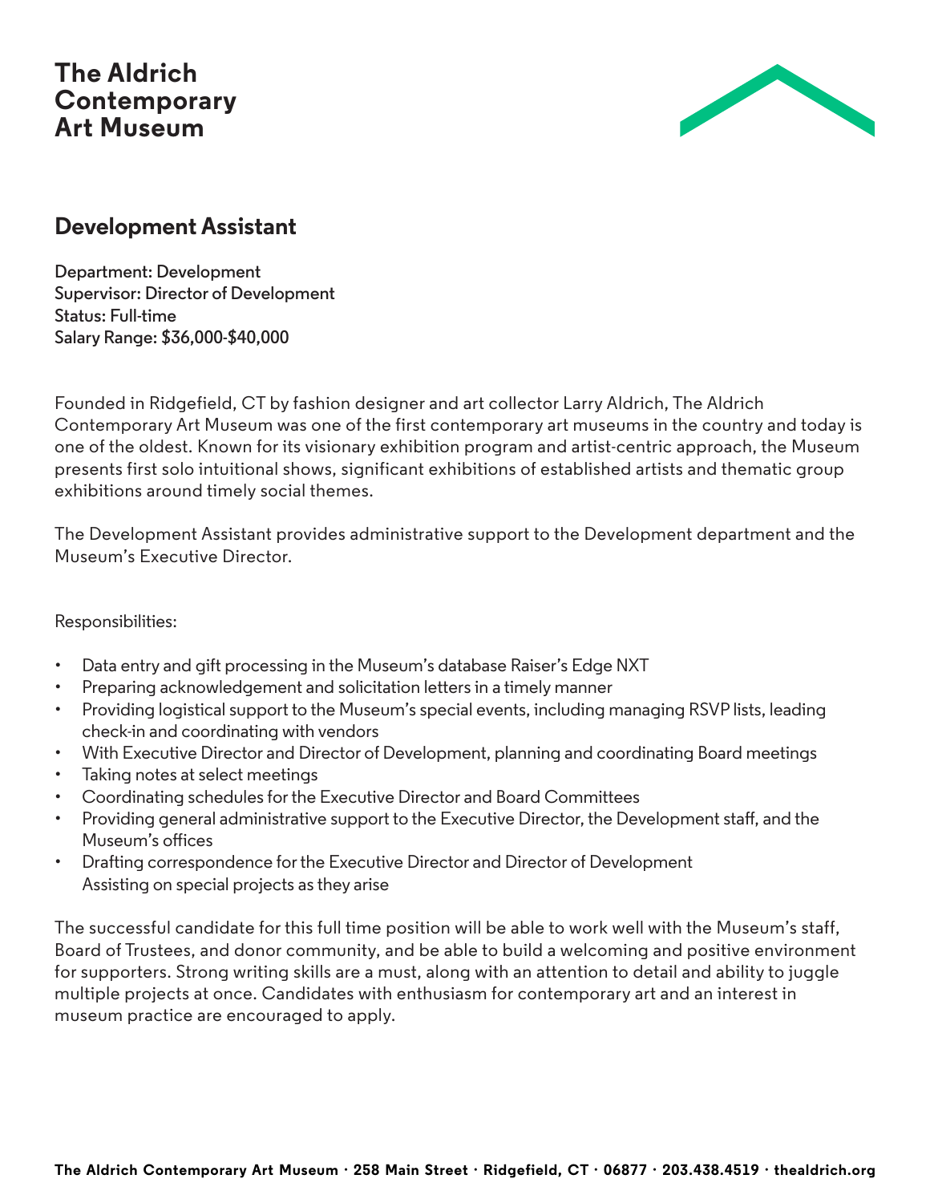# The Aldrich Contemporary Art Museum

## Development Assistant

Department: Development
Supervisor: Director of Development
Status: Full-time
Salary Range: $36,000-$40,000

Founded in Ridgefield, CT by fashion designer and art collector Larry Aldrich, The Aldrich Contemporary Art Museum was one of the first contemporary art museums in the country and today is one of the oldest. Known for its visionary exhibition program and artist-centric approach, the Museum presents first solo intuitional shows, significant exhibitions of established artists and thematic group exhibitions around timely social themes.

The Development Assistant provides administrative support to the Development department and the Museum's Executive Director.

Responsibilities:

- Data entry and gift processing in the Museum's database Raiser's Edge NXT
- Preparing acknowledgement and solicitation letters in a timely manner
- Providing logistical support to the Museum's special events, including managing RSVP lists, leading check-in and coordinating with vendors
- With Executive Director and Director of Development, planning and coordinating Board meetings
- Taking notes at select meetings
- Coordinating schedules for the Executive Director and Board Committees
- Providing general administrative support to the Executive Director, the Development staff, and the Museum's offices
- Drafting correspondence for the Executive Director and Director of Development
  Assisting on special projects as they arise

The successful candidate for this full time position will be able to work well with the Museum's staff, Board of Trustees, and donor community, and be able to build a welcoming and positive environment for supporters. Strong writing skills are a must, along with an attention to detail and ability to juggle multiple projects at once. Candidates with enthusiasm for contemporary art and an interest in museum practice are encouraged to apply.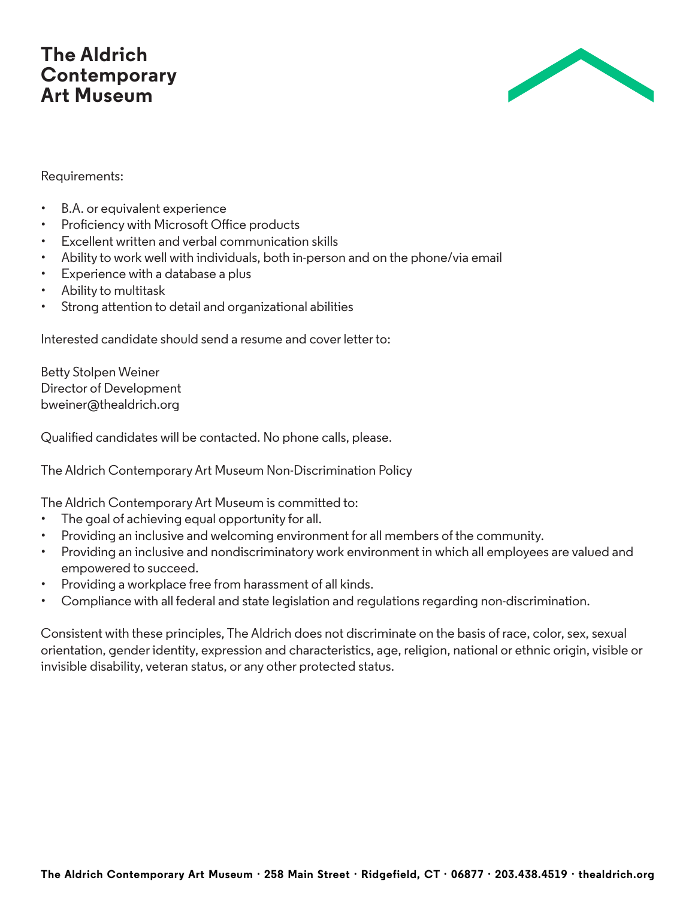# The Aldrich Contemporary Art Museum

Requirements:

- B.A. or equivalent experience
- Proficiency with Microsoft Office products
- Excellent written and verbal communication skills
- Ability to work well with individuals, both in-person and on the phone/via email
- Experience with a database a plus
- Ability to multitask
- Strong attention to detail and organizational abilities

Interested candidate should send a resume and cover letter to:

Betty Stolpen Weiner
Director of Development
bweiner@thealdrich.org

Qualified candidates will be contacted. No phone calls, please.

The Aldrich Contemporary Art Museum Non-Discrimination Policy

The Aldrich Contemporary Art Museum is committed to:

- The goal of achieving equal opportunity for all.
- Providing an inclusive and welcoming environment for all members of the community.
- Providing an inclusive and nondiscriminatory work environment in which all employees are valued and empowered to succeed.
- Providing a workplace free from harassment of all kinds.
- Compliance with all federal and state legislation and regulations regarding non-discrimination.

Consistent with these principles, The Aldrich does not discriminate on the basis of race, color, sex, sexual orientation, gender identity, expression and characteristics, age, religion, national or ethnic origin, visible or invisible disability, veteran status, or any other protected status.

**The Aldrich Contemporary Art Museum · 258 Main Street · Ridgefield, CT · 06877 · 203.438.4519 · thealdrich.org**